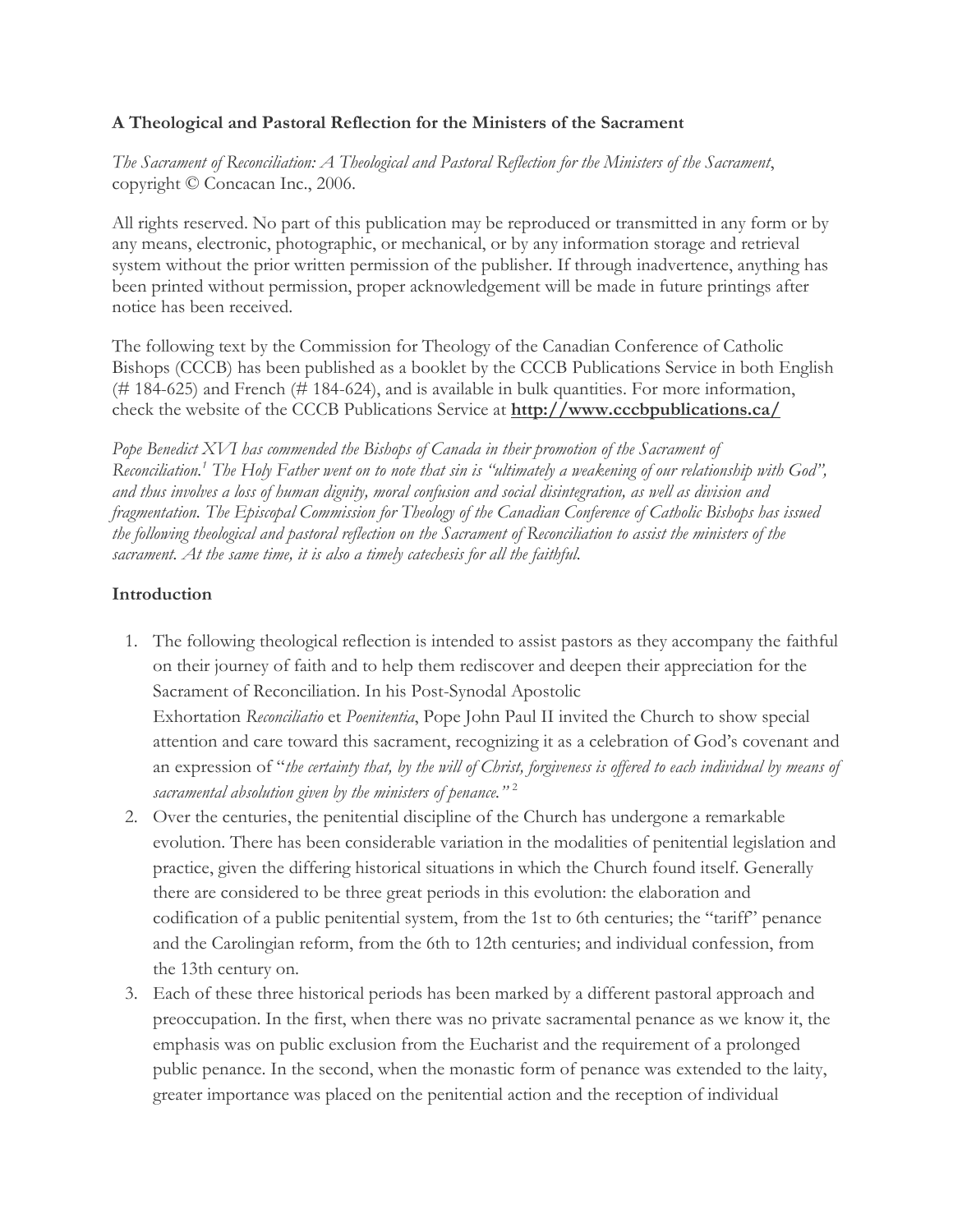**A Theological and Pastoral Reflection for the Ministers of the Sacrament**

*The Sacrament of Reconciliation: A Theological and Pastoral Reflection for the Ministers of the Sacrament*, copyright © Concacan Inc., 2006.

All rights reserved. No part of this publication may be reproduced or transmitted in any form or by any means, electronic, photographic, or mechanical, or by any information storage and retrieval system without the prior written permission of the publisher. If through inadvertence, anything has been printed without permission, proper acknowledgement will be made in future printings after notice has been received.

The following text by the Commission for Theology of the Canadian Conference of Catholic Bishops (CCCB) has been published as a booklet by the CCCB Publications Service in both English (# 184-625) and French (# 184-624), and is available in bulk quantities. For more information, check the website of the CCCB Publications Service at **http://www.cccbpublications.ca/**

*Pope Benedict XVI has commended the Bishops of Canada in their promotion of the Sacrament of Reconciliation.[1] The Holy Father went on to note that sin is "ultimately a weakening of our relationship with God", and thus involves a loss of human dignity, moral confusion and social disintegration, as well as division and fragmentation. The Episcopal Commission for Theology of the Canadian Conference of Catholic Bishops has issued the following theological and pastoral reflection on the Sacrament of Reconciliation to assist the ministers of the sacrament. At the same time, it is also a timely catechesis for all the faithful.*

**Introduction**

1. The following theological reflection is intended to assist pastors as they accompany the faithful on their journey of faith and to help them rediscover and deepen their appreciation for the Sacrament of Reconciliation. In his Post-Synodal Apostolic Exhortation *Reconciliatio* et *Poenitentia*, Pope John Paul II invited the Church to show special attention and care toward this sacrament, recognizing it as a celebration of God's covenant and an expression of "*the certainty that, by the will of Christ, forgiveness is offered to each individual by means of sacramental absolution given by the ministers of penance.*"[2]
2. Over the centuries, the penitential discipline of the Church has undergone a remarkable evolution. There has been considerable variation in the modalities of penitential legislation and practice, given the differing historical situations in which the Church found itself. Generally there are considered to be three great periods in this evolution: the elaboration and codification of a public penitential system, from the 1st to 6th centuries; the "tariff" penance and the Carolingian reform, from the 6th to 12th centuries; and individual confession, from the 13th century on.
3. Each of these three historical periods has been marked by a different pastoral approach and preoccupation. In the first, when there was no private sacramental penance as we know it, the emphasis was on public exclusion from the Eucharist and the requirement of a prolonged public penance. In the second, when the monastic form of penance was extended to the laity, greater importance was placed on the penitential action and the reception of individual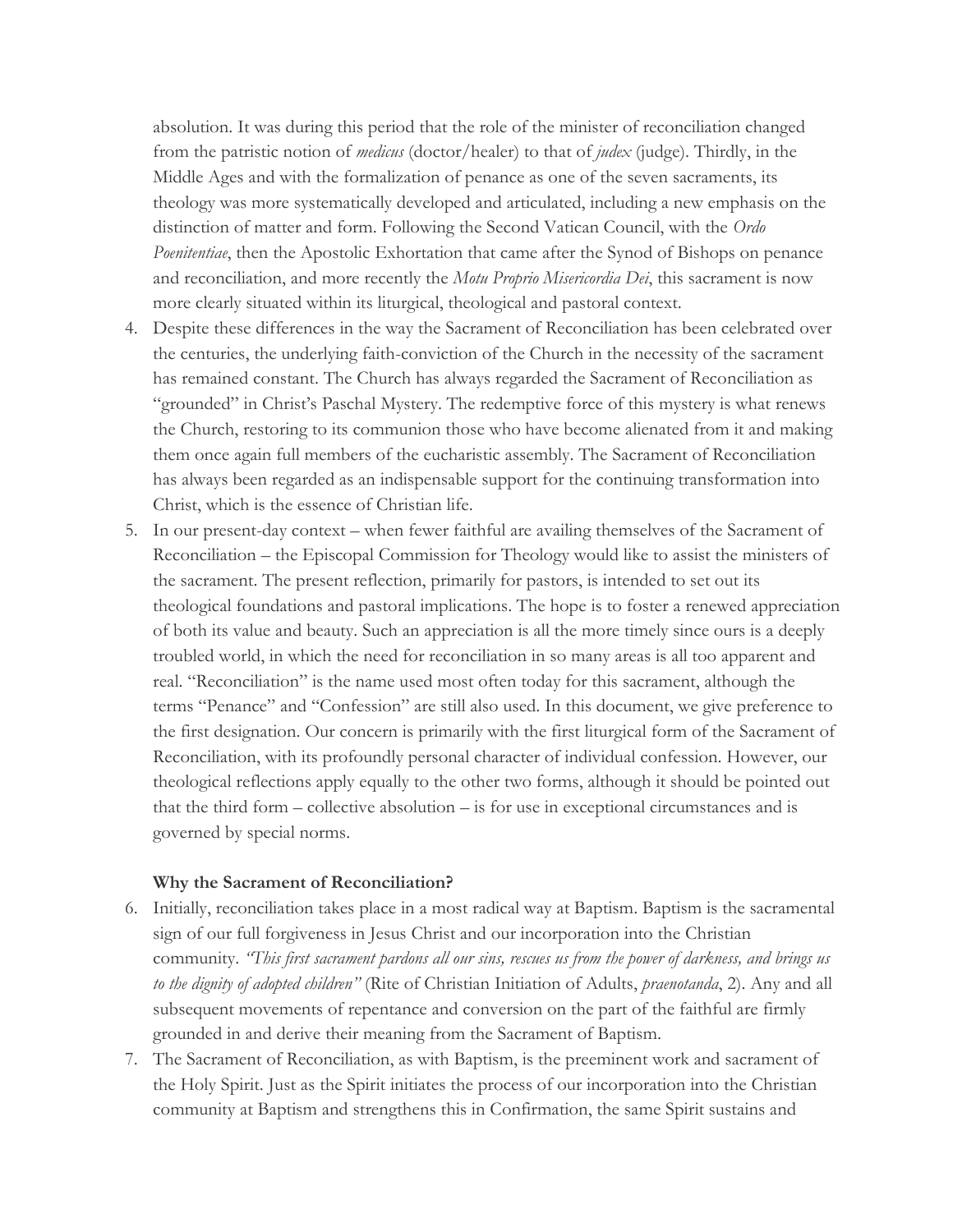absolution. It was during this period that the role of the minister of reconciliation changed from the patristic notion of *medicus* (doctor/healer) to that of *judex* (judge). Thirdly, in the Middle Ages and with the formalization of penance as one of the seven sacraments, its theology was more systematically developed and articulated, including a new emphasis on the distinction of matter and form. Following the Second Vatican Council, with the *Ordo Poenitentiae*, then the Apostolic Exhortation that came after the Synod of Bishops on penance and reconciliation, and more recently the *Motu Proprio Misericordia Dei*, this sacrament is now more clearly situated within its liturgical, theological and pastoral context.

4. Despite these differences in the way the Sacrament of Reconciliation has been celebrated over the centuries, the underlying faith-conviction of the Church in the necessity of the sacrament has remained constant. The Church has always regarded the Sacrament of Reconciliation as "grounded" in Christ's Paschal Mystery. The redemptive force of this mystery is what renews the Church, restoring to its communion those who have become alienated from it and making them once again full members of the eucharistic assembly. The Sacrament of Reconciliation has always been regarded as an indispensable support for the continuing transformation into Christ, which is the essence of Christian life.
5. In our present-day context – when fewer faithful are availing themselves of the Sacrament of Reconciliation – the Episcopal Commission for Theology would like to assist the ministers of the sacrament. The present reflection, primarily for pastors, is intended to set out its theological foundations and pastoral implications. The hope is to foster a renewed appreciation of both its value and beauty. Such an appreciation is all the more timely since ours is a deeply troubled world, in which the need for reconciliation in so many areas is all too apparent and real. "Reconciliation" is the name used most often today for this sacrament, although the terms "Penance" and "Confession" are still also used. In this document, we give preference to the first designation. Our concern is primarily with the first liturgical form of the Sacrament of Reconciliation, with its profoundly personal character of individual confession. However, our theological reflections apply equally to the other two forms, although it should be pointed out that the third form – collective absolution – is for use in exceptional circumstances and is governed by special norms.

**Why the Sacrament of Reconciliation?**

6. Initially, reconciliation takes place in a most radical way at Baptism. Baptism is the sacramental sign of our full forgiveness in Jesus Christ and our incorporation into the Christian community. *"This first sacrament pardons all our sins, rescues us from the power of darkness, and brings us to the dignity of adopted children"* (Rite of Christian Initiation of Adults, *praenotanda*, 2). Any and all subsequent movements of repentance and conversion on the part of the faithful are firmly grounded in and derive their meaning from the Sacrament of Baptism.
7. The Sacrament of Reconciliation, as with Baptism, is the preeminent work and sacrament of the Holy Spirit. Just as the Spirit initiates the process of our incorporation into the Christian community at Baptism and strengthens this in Confirmation, the same Spirit sustains and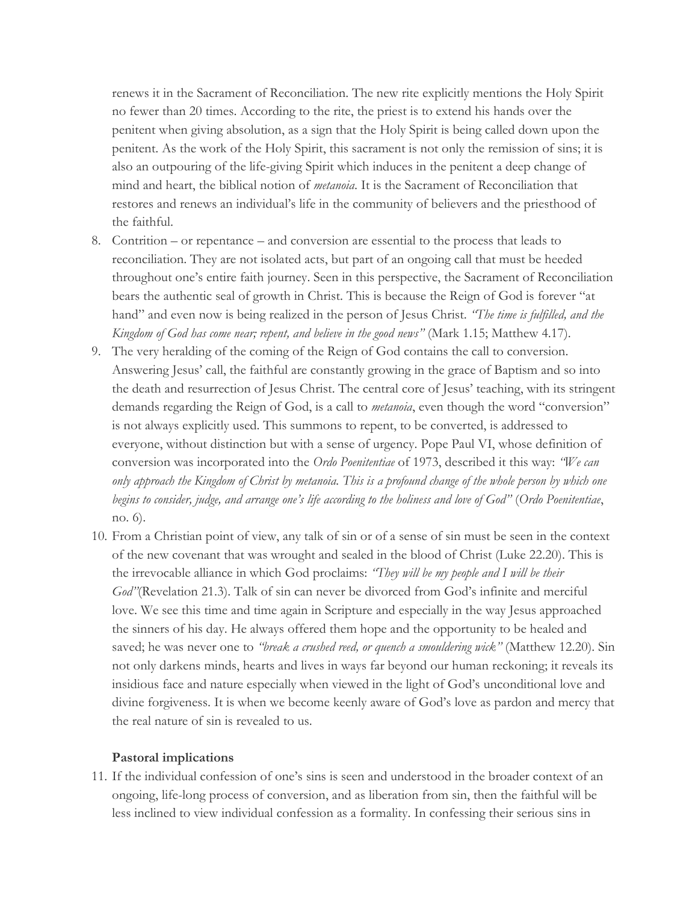renews it in the Sacrament of Reconciliation. The new rite explicitly mentions the Holy Spirit no fewer than 20 times. According to the rite, the priest is to extend his hands over the penitent when giving absolution, as a sign that the Holy Spirit is being called down upon the penitent. As the work of the Holy Spirit, this sacrament is not only the remission of sins; it is also an outpouring of the life-giving Spirit which induces in the penitent a deep change of mind and heart, the biblical notion of *metanoia*. It is the Sacrament of Reconciliation that restores and renews an individual's life in the community of believers and the priesthood of the faithful.

8. Contrition – or repentance – and conversion are essential to the process that leads to reconciliation. They are not isolated acts, but part of an ongoing call that must be heeded throughout one's entire faith journey. Seen in this perspective, the Sacrament of Reconciliation bears the authentic seal of growth in Christ. This is because the Reign of God is forever "at hand" and even now is being realized in the person of Jesus Christ. *"The time is fulfilled, and the Kingdom of God has come near; repent, and believe in the good news"* (Mark 1.15; Matthew 4.17).
9. The very heralding of the coming of the Reign of God contains the call to conversion. Answering Jesus' call, the faithful are constantly growing in the grace of Baptism and so into the death and resurrection of Jesus Christ. The central core of Jesus' teaching, with its stringent demands regarding the Reign of God, is a call to *metanoia*, even though the word "conversion" is not always explicitly used. This summons to repent, to be converted, is addressed to everyone, without distinction but with a sense of urgency. Pope Paul VI, whose definition of conversion was incorporated into the *Ordo Poenitentiae* of 1973, described it this way: *"We can only approach the Kingdom of Christ by metanoia. This is a profound change of the whole person by which one begins to consider, judge, and arrange one's life according to the holiness and love of God"* (*Ordo Poenitentiae*, no. 6).
10. From a Christian point of view, any talk of sin or of a sense of sin must be seen in the context of the new covenant that was wrought and sealed in the blood of Christ (Luke 22.20). This is the irrevocable alliance in which God proclaims: *"They will be my people and I will be their God"*(Revelation 21.3). Talk of sin can never be divorced from God's infinite and merciful love. We see this time and time again in Scripture and especially in the way Jesus approached the sinners of his day. He always offered them hope and the opportunity to be healed and saved; he was never one to *"break a crushed reed, or quench a smouldering wick"* (Matthew 12.20). Sin not only darkens minds, hearts and lives in ways far beyond our human reckoning; it reveals its insidious face and nature especially when viewed in the light of God's unconditional love and divine forgiveness. It is when we become keenly aware of God's love as pardon and mercy that the real nature of sin is revealed to us.

**Pastoral implications**

11. If the individual confession of one's sins is seen and understood in the broader context of an ongoing, life-long process of conversion, and as liberation from sin, then the faithful will be less inclined to view individual confession as a formality. In confessing their serious sins in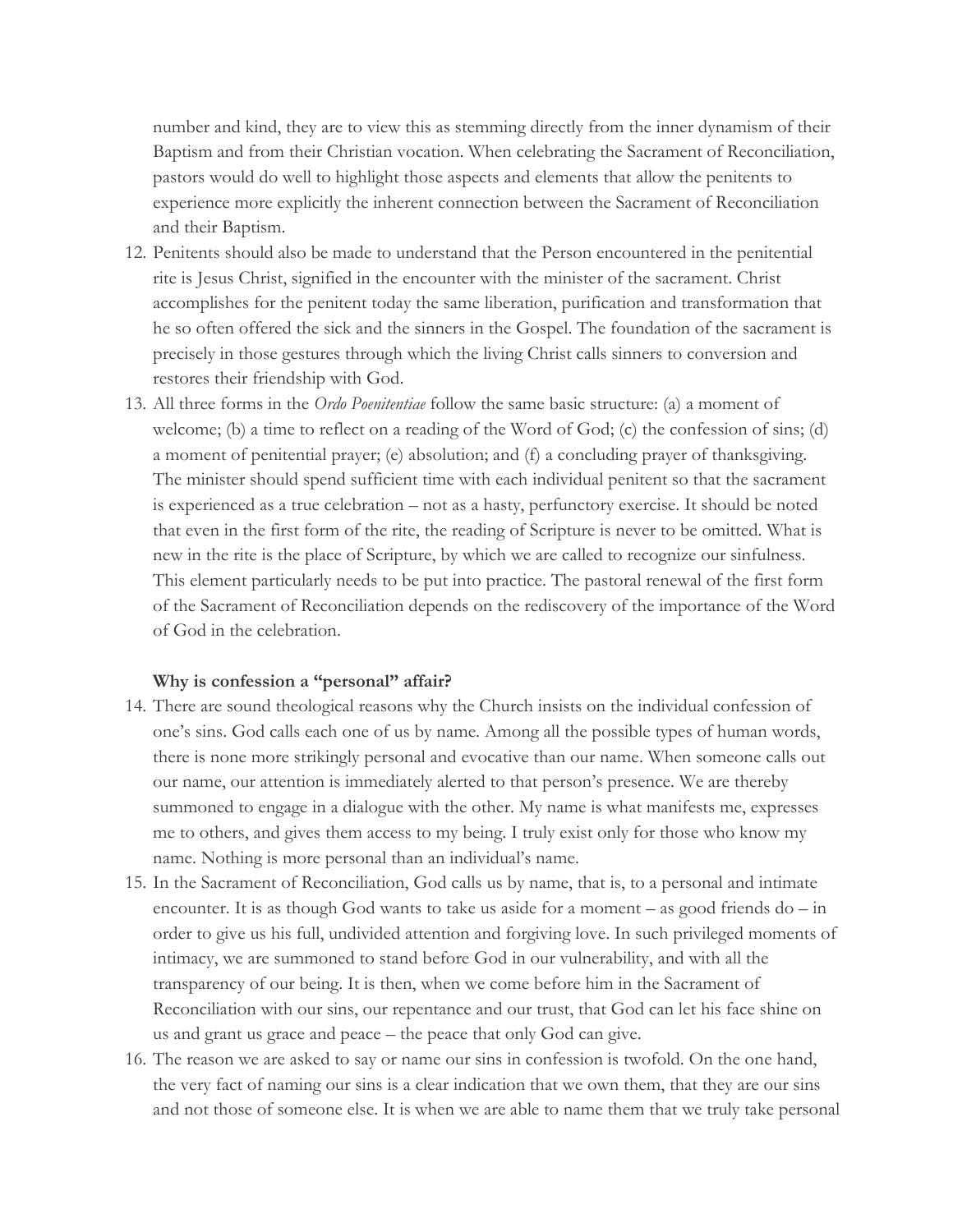number and kind, they are to view this as stemming directly from the inner dynamism of their Baptism and from their Christian vocation. When celebrating the Sacrament of Reconciliation, pastors would do well to highlight those aspects and elements that allow the penitents to experience more explicitly the inherent connection between the Sacrament of Reconciliation and their Baptism.

12. Penitents should also be made to understand that the Person encountered in the penitential rite is Jesus Christ, signified in the encounter with the minister of the sacrament. Christ accomplishes for the penitent today the same liberation, purification and transformation that he so often offered the sick and the sinners in the Gospel. The foundation of the sacrament is precisely in those gestures through which the living Christ calls sinners to conversion and restores their friendship with God.
13. All three forms in the *Ordo Poenitentiae* follow the same basic structure: (a) a moment of welcome; (b) a time to reflect on a reading of the Word of God; (c) the confession of sins; (d) a moment of penitential prayer; (e) absolution; and (f) a concluding prayer of thanksgiving. The minister should spend sufficient time with each individual penitent so that the sacrament is experienced as a true celebration – not as a hasty, perfunctory exercise. It should be noted that even in the first form of the rite, the reading of Scripture is never to be omitted. What is new in the rite is the place of Scripture, by which we are called to recognize our sinfulness. This element particularly needs to be put into practice. The pastoral renewal of the first form of the Sacrament of Reconciliation depends on the rediscovery of the importance of the Word of God in the celebration.

**Why is confession a "personal" affair?**

14. There are sound theological reasons why the Church insists on the individual confession of one's sins. God calls each one of us by name. Among all the possible types of human words, there is none more strikingly personal and evocative than our name. When someone calls out our name, our attention is immediately alerted to that person's presence. We are thereby summoned to engage in a dialogue with the other. My name is what manifests me, expresses me to others, and gives them access to my being. I truly exist only for those who know my name. Nothing is more personal than an individual's name.
15. In the Sacrament of Reconciliation, God calls us by name, that is, to a personal and intimate encounter. It is as though God wants to take us aside for a moment – as good friends do – in order to give us his full, undivided attention and forgiving love. In such privileged moments of intimacy, we are summoned to stand before God in our vulnerability, and with all the transparency of our being. It is then, when we come before him in the Sacrament of Reconciliation with our sins, our repentance and our trust, that God can let his face shine on us and grant us grace and peace – the peace that only God can give.
16. The reason we are asked to say or name our sins in confession is twofold. On the one hand, the very fact of naming our sins is a clear indication that we own them, that they are our sins and not those of someone else. It is when we are able to name them that we truly take personal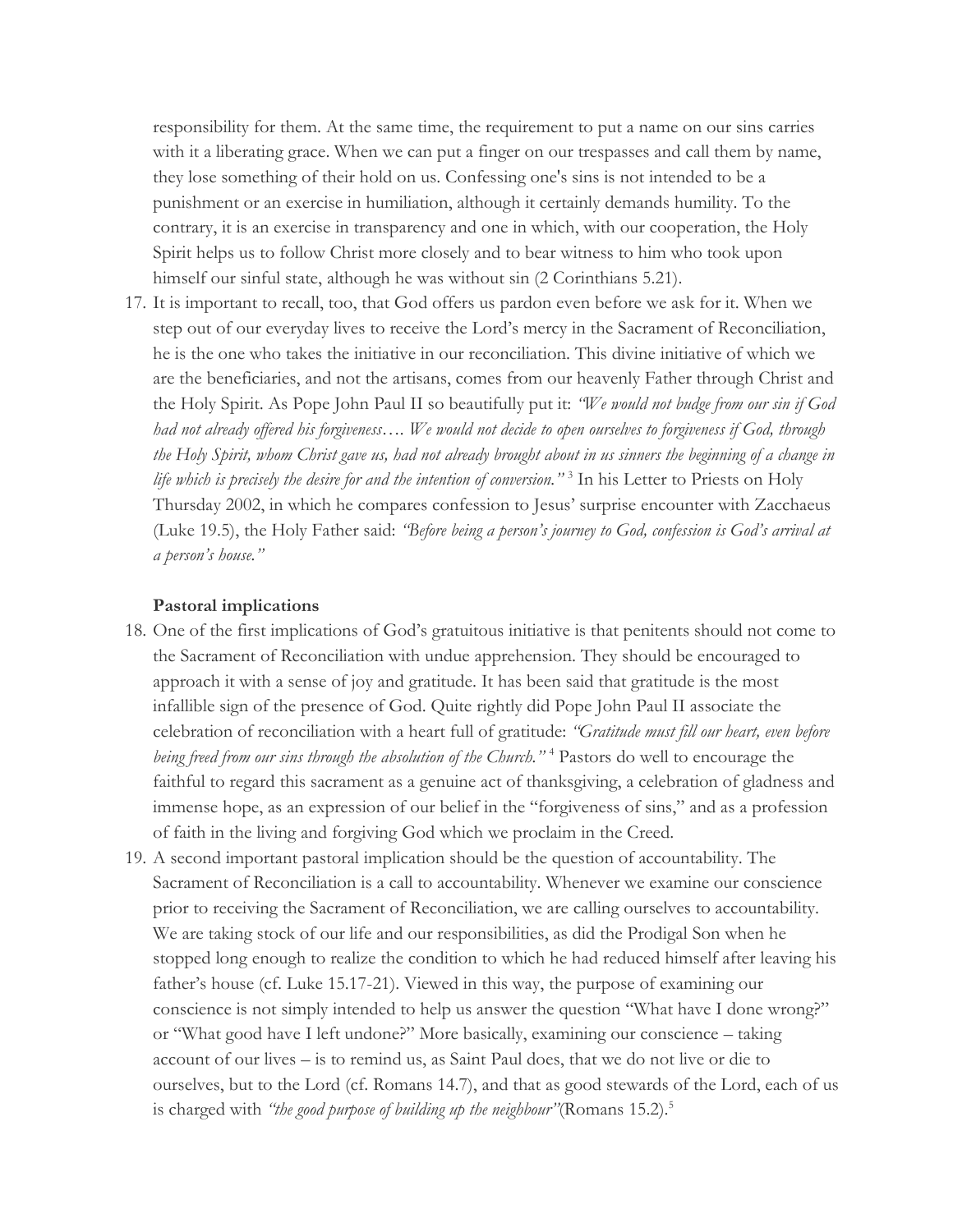responsibility for them. At the same time, the requirement to put a name on our sins carries with it a liberating grace. When we can put a finger on our trespasses and call them by name, they lose something of their hold on us. Confessing one's sins is not intended to be a punishment or an exercise in humiliation, although it certainly demands humility. To the contrary, it is an exercise in transparency and one in which, with our cooperation, the Holy Spirit helps us to follow Christ more closely and to bear witness to him who took upon himself our sinful state, although he was without sin (2 Corinthians 5.21).

17. It is important to recall, too, that God offers us pardon even before we ask for it. When we step out of our everyday lives to receive the Lord's mercy in the Sacrament of Reconciliation, he is the one who takes the initiative in our reconciliation. This divine initiative of which we are the beneficiaries, and not the artisans, comes from our heavenly Father through Christ and the Holy Spirit. As Pope John Paul II so beautifully put it: *"We would not budge from our sin if God had not already offered his forgiveness…. We would not decide to open ourselves to forgiveness if God, through the Holy Spirit, whom Christ gave us, had not already brought about in us sinners the beginning of a change in life which is precisely the desire for and the intention of conversion."* [3] In his Letter to Priests on Holy Thursday 2002, in which he compares confession to Jesus' surprise encounter with Zacchaeus (Luke 19.5), the Holy Father said: *"Before being a person's journey to God, confession is God's arrival at a person's house."*

**Pastoral implications**

18. One of the first implications of God's gratuitous initiative is that penitents should not come to the Sacrament of Reconciliation with undue apprehension. They should be encouraged to approach it with a sense of joy and gratitude. It has been said that gratitude is the most infallible sign of the presence of God. Quite rightly did Pope John Paul II associate the celebration of reconciliation with a heart full of gratitude: *"Gratitude must fill our heart, even before being freed from our sins through the absolution of the Church."* [4] Pastors do well to encourage the faithful to regard this sacrament as a genuine act of thanksgiving, a celebration of gladness and immense hope, as an expression of our belief in the "forgiveness of sins," and as a profession of faith in the living and forgiving God which we proclaim in the Creed.

19. A second important pastoral implication should be the question of accountability. The Sacrament of Reconciliation is a call to accountability. Whenever we examine our conscience prior to receiving the Sacrament of Reconciliation, we are calling ourselves to accountability. We are taking stock of our life and our responsibilities, as did the Prodigal Son when he stopped long enough to realize the condition to which he had reduced himself after leaving his father's house (cf. Luke 15.17-21). Viewed in this way, the purpose of examining our conscience is not simply intended to help us answer the question "What have I done wrong?" or "What good have I left undone?" More basically, examining our conscience – taking account of our lives – is to remind us, as Saint Paul does, that we do not live or die to ourselves, but to the Lord (cf. Romans 14.7), and that as good stewards of the Lord, each of us is charged with *"the good purpose of building up the neighbour"*(Romans 15.2).[5]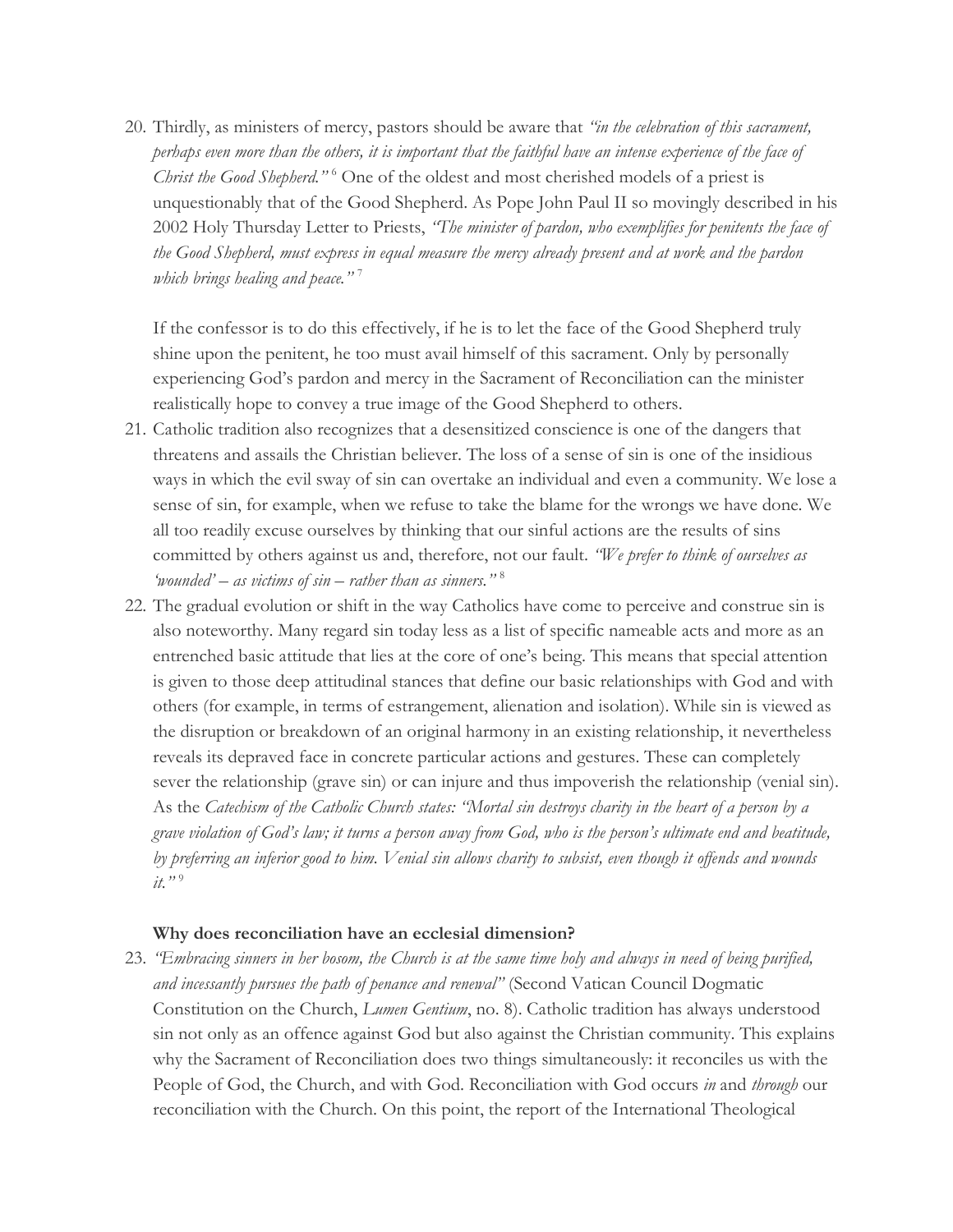20. Thirdly, as ministers of mercy, pastors should be aware that *"in the celebration of this sacrament, perhaps even more than the others, it is important that the faithful have an intense experience of the face of Christ the Good Shepherd."* [6] One of the oldest and most cherished models of a priest is unquestionably that of the Good Shepherd. As Pope John Paul II so movingly described in his 2002 Holy Thursday Letter to Priests, *"The minister of pardon, who exemplifies for penitents the face of the Good Shepherd, must express in equal measure the mercy already present and at work and the pardon which brings healing and peace."* [7]

    If the confessor is to do this effectively, if he is to let the face of the Good Shepherd truly shine upon the penitent, he too must avail himself of this sacrament. Only by personally experiencing God's pardon and mercy in the Sacrament of Reconciliation can the minister realistically hope to convey a true image of the Good Shepherd to others.

21. Catholic tradition also recognizes that a desensitized conscience is one of the dangers that threatens and assails the Christian believer. The loss of a sense of sin is one of the insidious ways in which the evil sway of sin can overtake an individual and even a community. We lose a sense of sin, for example, when we refuse to take the blame for the wrongs we have done. We all too readily excuse ourselves by thinking that our sinful actions are the results of sins committed by others against us and, therefore, not our fault. *"We prefer to think of ourselves as 'wounded' – as victims of sin – rather than as sinners."* [8]

22. The gradual evolution or shift in the way Catholics have come to perceive and construe sin is also noteworthy. Many regard sin today less as a list of specific nameable acts and more as an entrenched basic attitude that lies at the core of one's being. This means that special attention is given to those deep attitudinal stances that define our basic relationships with God and with others (for example, in terms of estrangement, alienation and isolation). While sin is viewed as the disruption or breakdown of an original harmony in an existing relationship, it nevertheless reveals its depraved face in concrete particular actions and gestures. These can completely sever the relationship (grave sin) or can injure and thus impoverish the relationship (venial sin). As the *Catechism of the Catholic Church states: "Mortal sin destroys charity in the heart of a person by a grave violation of God's law; it turns a person away from God, who is the person's ultimate end and beatitude, by preferring an inferior good to him. Venial sin allows charity to subsist, even though it offends and wounds it."* [9]

**Why does reconciliation have an ecclesial dimension?**

23. *"Embracing sinners in her bosom, the Church is at the same time holy and always in need of being purified, and incessantly pursues the path of penance and renewal"* (Second Vatican Council Dogmatic Constitution on the Church, *Lumen Gentium*, no. 8). Catholic tradition has always understood sin not only as an offence against God but also against the Christian community. This explains why the Sacrament of Reconciliation does two things simultaneously: it reconciles us with the People of God, the Church, and with God. Reconciliation with God occurs *in* and *through* our reconciliation with the Church. On this point, the report of the International Theological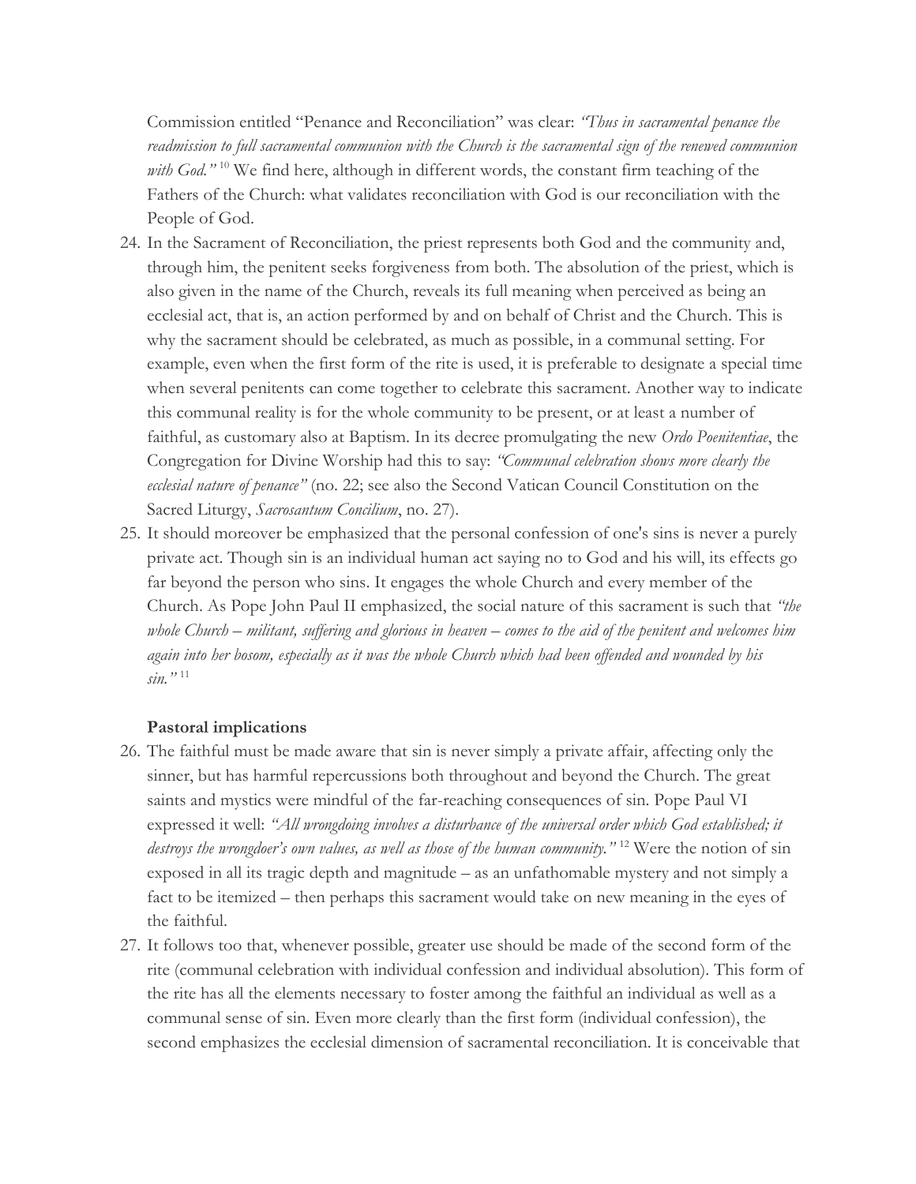Commission entitled "Penance and Reconciliation" was clear: *"Thus in sacramental penance the readmission to full sacramental communion with the Church is the sacramental sign of the renewed communion with God."* [10] We find here, although in different words, the constant firm teaching of the Fathers of the Church: what validates reconciliation with God is our reconciliation with the People of God.

24. In the Sacrament of Reconciliation, the priest represents both God and the community and, through him, the penitent seeks forgiveness from both. The absolution of the priest, which is also given in the name of the Church, reveals its full meaning when perceived as being an ecclesial act, that is, an action performed by and on behalf of Christ and the Church. This is why the sacrament should be celebrated, as much as possible, in a communal setting. For example, even when the first form of the rite is used, it is preferable to designate a special time when several penitents can come together to celebrate this sacrament. Another way to indicate this communal reality is for the whole community to be present, or at least a number of faithful, as customary also at Baptism. In its decree promulgating the new *Ordo Poenitentiae*, the Congregation for Divine Worship had this to say: *"Communal celebration shows more clearly the ecclesial nature of penance"* (no. 22; see also the Second Vatican Council Constitution on the Sacred Liturgy, *Sacrosantum Concilium*, no. 27).

25. It should moreover be emphasized that the personal confession of one's sins is never a purely private act. Though sin is an individual human act saying no to God and his will, its effects go far beyond the person who sins. It engages the whole Church and every member of the Church. As Pope John Paul II emphasized, the social nature of this sacrament is such that *"the whole Church – militant, suffering and glorious in heaven – comes to the aid of the penitent and welcomes him again into her bosom, especially as it was the whole Church which had been offended and wounded by his sin."* [11]

**Pastoral implications**

26. The faithful must be made aware that sin is never simply a private affair, affecting only the sinner, but has harmful repercussions both throughout and beyond the Church. The great saints and mystics were mindful of the far-reaching consequences of sin. Pope Paul VI expressed it well: *"All wrongdoing involves a disturbance of the universal order which God established; it destroys the wrongdoer's own values, as well as those of the human community."* [12] Were the notion of sin exposed in all its tragic depth and magnitude – as an unfathomable mystery and not simply a fact to be itemized – then perhaps this sacrament would take on new meaning in the eyes of the faithful.

27. It follows too that, whenever possible, greater use should be made of the second form of the rite (communal celebration with individual confession and individual absolution). This form of the rite has all the elements necessary to foster among the faithful an individual as well as a communal sense of sin. Even more clearly than the first form (individual confession), the second emphasizes the ecclesial dimension of sacramental reconciliation. It is conceivable that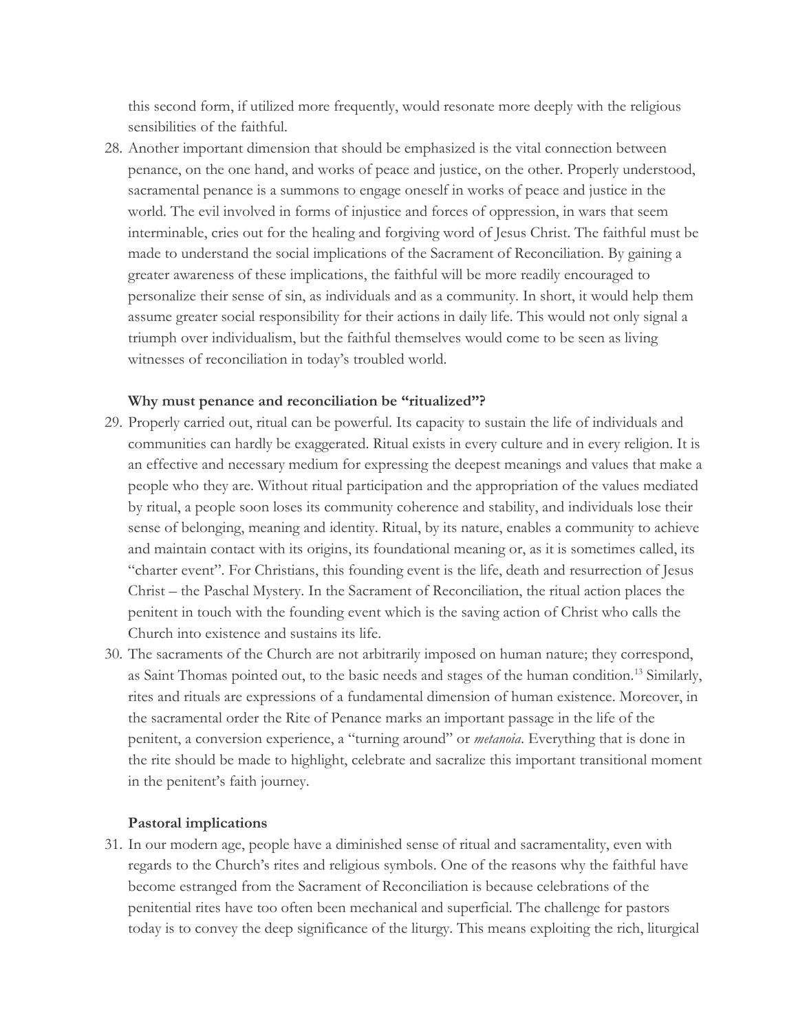this second form, if utilized more frequently, would resonate more deeply with the religious sensibilities of the faithful.

28. Another important dimension that should be emphasized is the vital connection between penance, on the one hand, and works of peace and justice, on the other. Properly understood, sacramental penance is a summons to engage oneself in works of peace and justice in the world. The evil involved in forms of injustice and forces of oppression, in wars that seem interminable, cries out for the healing and forgiving word of Jesus Christ. The faithful must be made to understand the social implications of the Sacrament of Reconciliation. By gaining a greater awareness of these implications, the faithful will be more readily encouraged to personalize their sense of sin, as individuals and as a community. In short, it would help them assume greater social responsibility for their actions in daily life. This would not only signal a triumph over individualism, but the faithful themselves would come to be seen as living witnesses of reconciliation in today's troubled world.

**Why must penance and reconciliation be "ritualized"?**

29. Properly carried out, ritual can be powerful. Its capacity to sustain the life of individuals and communities can hardly be exaggerated. Ritual exists in every culture and in every religion. It is an effective and necessary medium for expressing the deepest meanings and values that make a people who they are. Without ritual participation and the appropriation of the values mediated by ritual, a people soon loses its community coherence and stability, and individuals lose their sense of belonging, meaning and identity. Ritual, by its nature, enables a community to achieve and maintain contact with its origins, its foundational meaning or, as it is sometimes called, its "charter event". For Christians, this founding event is the life, death and resurrection of Jesus Christ – the Paschal Mystery. In the Sacrament of Reconciliation, the ritual action places the penitent in touch with the founding event which is the saving action of Christ who calls the Church into existence and sustains its life.

30. The sacraments of the Church are not arbitrarily imposed on human nature; they correspond, as Saint Thomas pointed out, to the basic needs and stages of the human condition.[13] Similarly, rites and rituals are expressions of a fundamental dimension of human existence. Moreover, in the sacramental order the Rite of Penance marks an important passage in the life of the penitent, a conversion experience, a "turning around" or *metanoia*. Everything that is done in the rite should be made to highlight, celebrate and sacralize this important transitional moment in the penitent's faith journey.

**Pastoral implications**

31. In our modern age, people have a diminished sense of ritual and sacramentality, even with regards to the Church's rites and religious symbols. One of the reasons why the faithful have become estranged from the Sacrament of Reconciliation is because celebrations of the penitential rites have too often been mechanical and superficial. The challenge for pastors today is to convey the deep significance of the liturgy. This means exploiting the rich, liturgical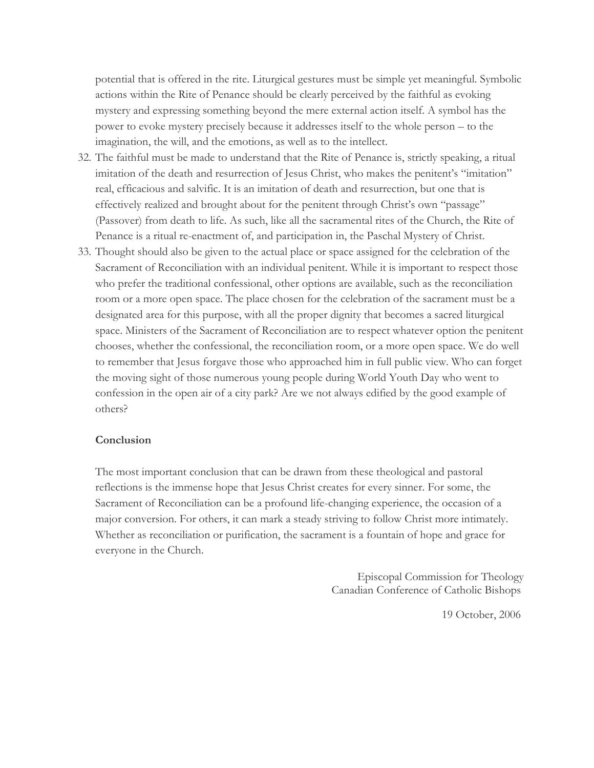potential that is offered in the rite. Liturgical gestures must be simple yet meaningful. Symbolic actions within the Rite of Penance should be clearly perceived by the faithful as evoking mystery and expressing something beyond the mere external action itself. A symbol has the power to evoke mystery precisely because it addresses itself to the whole person – to the imagination, the will, and the emotions, as well as to the intellect.

32. The faithful must be made to understand that the Rite of Penance is, strictly speaking, a ritual imitation of the death and resurrection of Jesus Christ, who makes the penitent's "imitation" real, efficacious and salvific. It is an imitation of death and resurrection, but one that is effectively realized and brought about for the penitent through Christ's own "passage" (Passover) from death to life. As such, like all the sacramental rites of the Church, the Rite of Penance is a ritual re-enactment of, and participation in, the Paschal Mystery of Christ.
33. Thought should also be given to the actual place or space assigned for the celebration of the Sacrament of Reconciliation with an individual penitent. While it is important to respect those who prefer the traditional confessional, other options are available, such as the reconciliation room or a more open space. The place chosen for the celebration of the sacrament must be a designated area for this purpose, with all the proper dignity that becomes a sacred liturgical space. Ministers of the Sacrament of Reconciliation are to respect whatever option the penitent chooses, whether the confessional, the reconciliation room, or a more open space. We do well to remember that Jesus forgave those who approached him in full public view. Who can forget the moving sight of those numerous young people during World Youth Day who went to confession in the open air of a city park? Are we not always edified by the good example of others?

**Conclusion**

The most important conclusion that can be drawn from these theological and pastoral reflections is the immense hope that Jesus Christ creates for every sinner. For some, the Sacrament of Reconciliation can be a profound life-changing experience, the occasion of a major conversion. For others, it can mark a steady striving to follow Christ more intimately. Whether as reconciliation or purification, the sacrament is a fountain of hope and grace for everyone in the Church.

Episcopal Commission for Theology
Canadian Conference of Catholic Bishops

19 October, 2006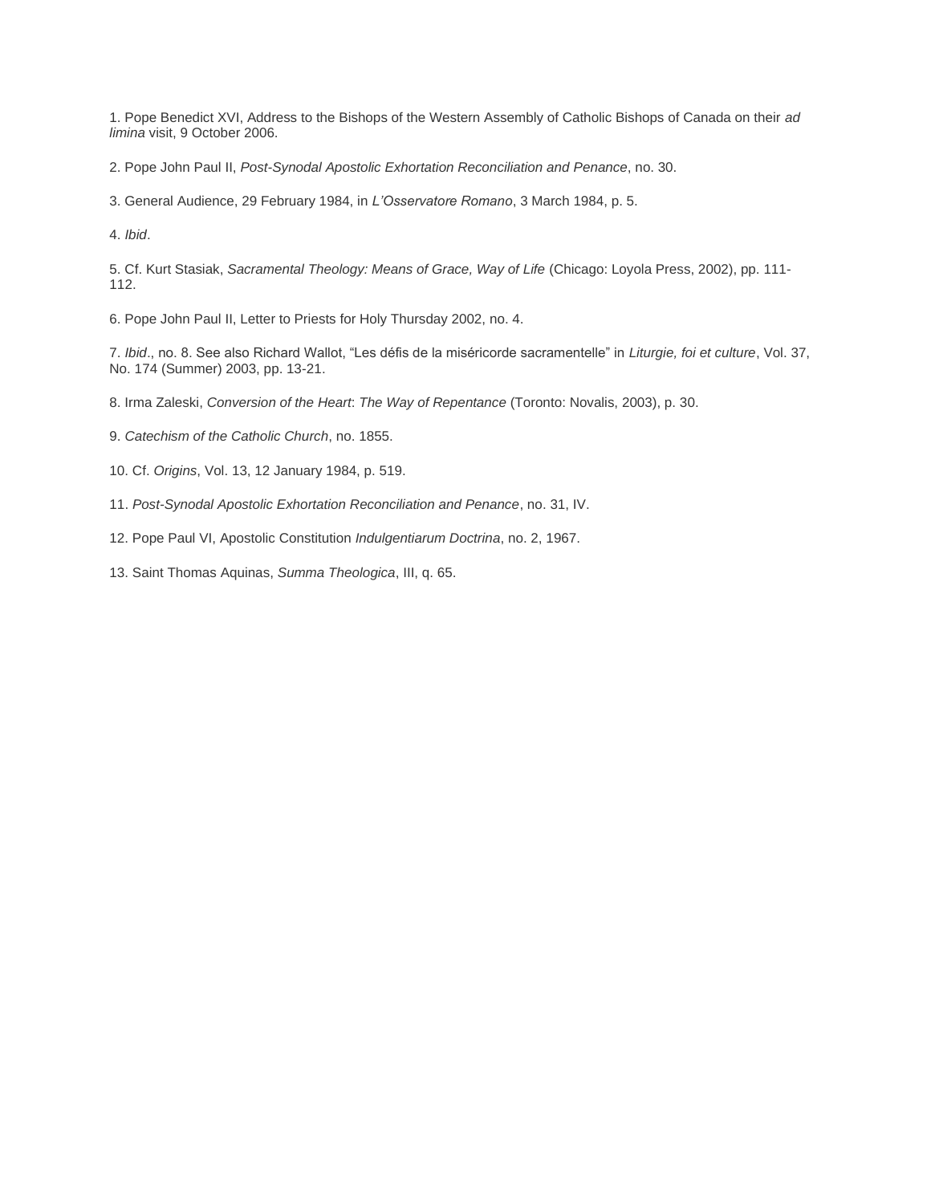1. Pope Benedict XVI, Address to the Bishops of the Western Assembly of Catholic Bishops of Canada on their *ad limina* visit, 9 October 2006.

2. Pope John Paul II, *Post-Synodal Apostolic Exhortation Reconciliation and Penance*, no. 30.

3. General Audience, 29 February 1984, in *L'Osservatore Romano*, 3 March 1984, p. 5.

4. *Ibid*.

5. Cf. Kurt Stasiak, *Sacramental Theology: Means of Grace, Way of Life* (Chicago: Loyola Press, 2002), pp. 111-112.

6. Pope John Paul II, Letter to Priests for Holy Thursday 2002, no. 4.

7. *Ibid*., no. 8. See also Richard Wallot, "Les défis de la miséricorde sacramentelle" in *Liturgie, foi et culture*, Vol. 37, No. 174 (Summer) 2003, pp. 13-21.

8. Irma Zaleski, *Conversion of the Heart*: *The Way of Repentance* (Toronto: Novalis, 2003), p. 30.

9. *Catechism of the Catholic Church*, no. 1855.

10. Cf. *Origins*, Vol. 13, 12 January 1984, p. 519.

11. *Post-Synodal Apostolic Exhortation Reconciliation and Penance*, no. 31, IV.

12. Pope Paul VI, Apostolic Constitution *Indulgentiarum Doctrina*, no. 2, 1967.

13. Saint Thomas Aquinas, *Summa Theologica*, III, q. 65.